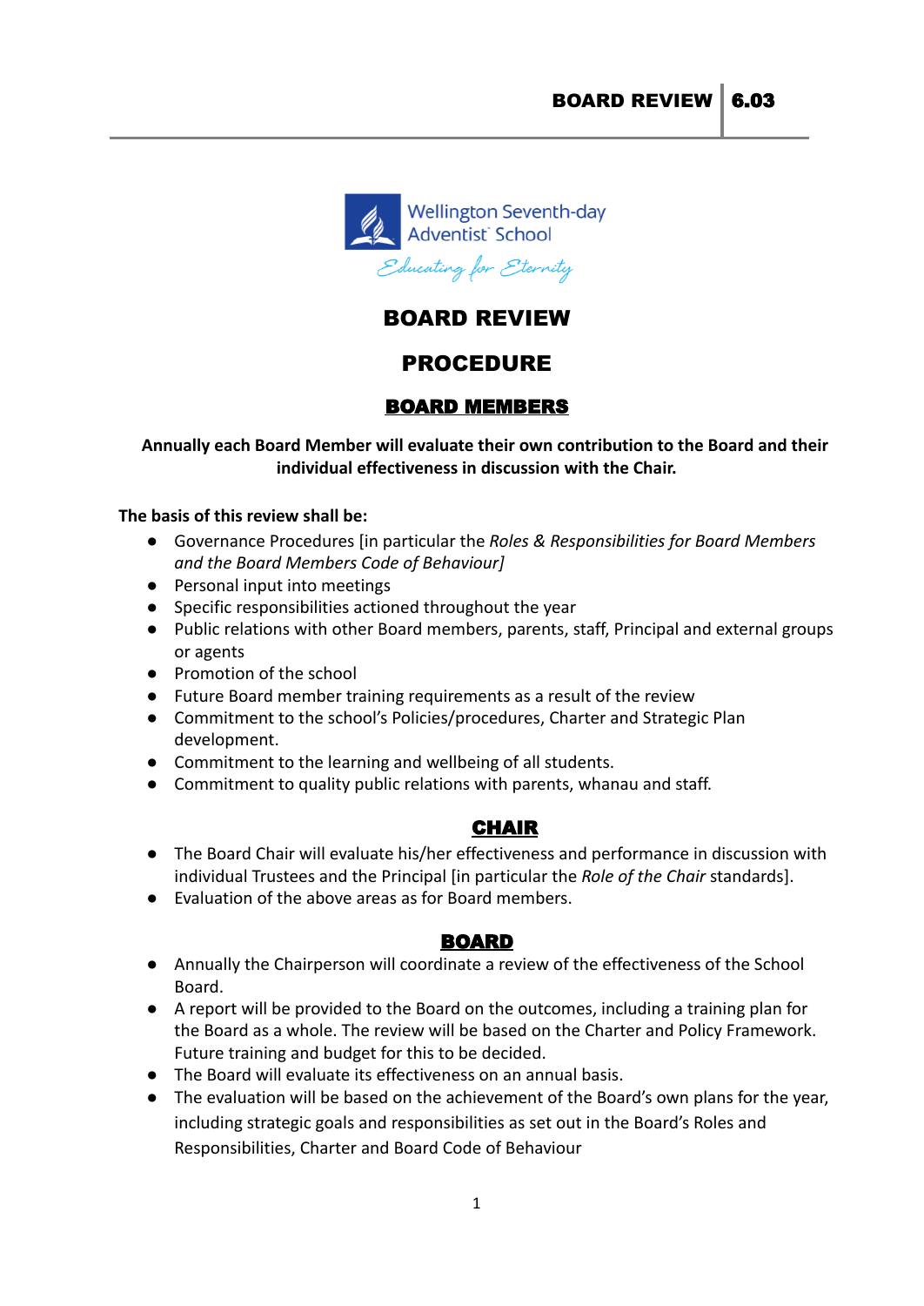# BOARD REVIEW

## PROCEDURE

### BOARD MEMBERS

**Annually each Board Member will evaluate their own contribution to the Board and their individual effectiveness in discussion with the Chair.**

**The basis of this review shall be:**

- Governance Procedures [in particular the *Roles & Responsibilities for Board Members and the Board Members Code of Behaviour]*
- Personal input into meetings
- Specific responsibilities actioned throughout the year
- Public relations with other Board members, parents, staff, Principal and external groups or agents
- Promotion of the school
- Future Board member training requirements as a result of the review
- Commitment to the school's Policies/procedures, Charter and Strategic Plan development.
- Commitment to the learning and wellbeing of all students.
- Commitment to quality public relations with parents, whanau and staff.

### CHAIR

- The Board Chair will evaluate his/her effectiveness and performance in discussion with individual Trustees and the Principal [in particular the *Role of the Chair* standards].
- Evaluation of the above areas as for Board members.

### BOARD

- Annually the Chairperson will coordinate a review of the effectiveness of the School Board.
- A report will be provided to the Board on the outcomes, including a training plan for the Board as a whole. The review will be based on the Charter and Policy Framework. Future training and budget for this to be decided.
- The Board will evaluate its effectiveness on an annual basis.
- The evaluation will be based on the achievement of the Board's own plans for the year, including strategic goals and responsibilities as set out in the Board's Roles and Responsibilities, Charter and Board Code of Behaviour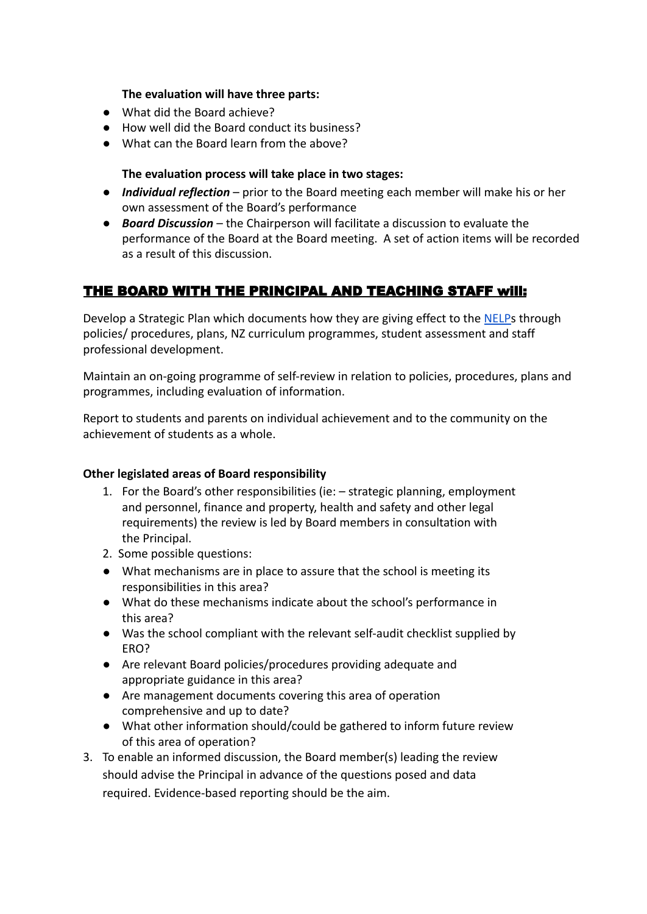**The evaluation will have three parts:**

- What did the Board achieve?
- How well did the Board conduct its business?
- What can the Board learn from the above?

**The evaluation process will take place in two stages:**

- ***Individual reflection*** – prior to the Board meeting each member will make his or her own assessment of the Board's performance
- ***Board Discussion*** – the Chairperson will facilitate a discussion to evaluate the performance of the Board at the Board meeting. A set of action items will be recorded as a result of this discussion.

## THE BOARD WITH THE PRINCIPAL AND TEACHING STAFF will:

Develop a Strategic Plan which documents how they are giving effect to the NELPs through policies/ procedures, plans, NZ curriculum programmes, student assessment and staff professional development.

Maintain an on-going programme of self-review in relation to policies, procedures, plans and programmes, including evaluation of information.

Report to students and parents on individual achievement and to the community on the achievement of students as a whole.

**Other legislated areas of Board responsibility**

1. For the Board's other responsibilities (ie: – strategic planning, employment and personnel, finance and property, health and safety and other legal requirements) the review is led by Board members in consultation with the Principal.
2. Some possible questions:
   - What mechanisms are in place to assure that the school is meeting its responsibilities in this area?
   - What do these mechanisms indicate about the school's performance in this area?
   - Was the school compliant with the relevant self-audit checklist supplied by ERO?
   - Are relevant Board policies/procedures providing adequate and appropriate guidance in this area?
   - Are management documents covering this area of operation comprehensive and up to date?
   - What other information should/could be gathered to inform future review of this area of operation?
3. To enable an informed discussion, the Board member(s) leading the review should advise the Principal in advance of the questions posed and data required. Evidence-based reporting should be the aim.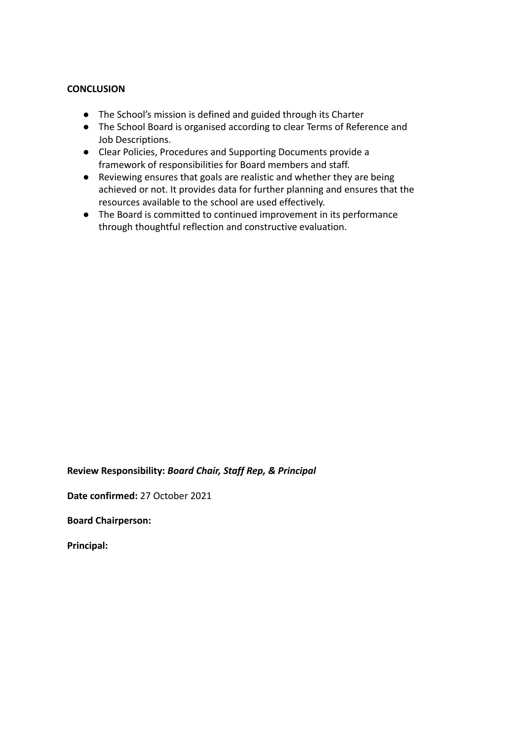**CONCLUSION**

- The School's mission is defined and guided through its Charter
- The School Board is organised according to clear Terms of Reference and Job Descriptions.
- Clear Policies, Procedures and Supporting Documents provide a framework of responsibilities for Board members and staff.
- Reviewing ensures that goals are realistic and whether they are being achieved or not. It provides data for further planning and ensures that the resources available to the school are used effectively.
- The Board is committed to continued improvement in its performance through thoughtful reflection and constructive evaluation.

**Review Responsibility:** ***Board Chair, Staff Rep, & Principal***

**Date confirmed:** 27 October 2021

**Board Chairperson:**

**Principal:**